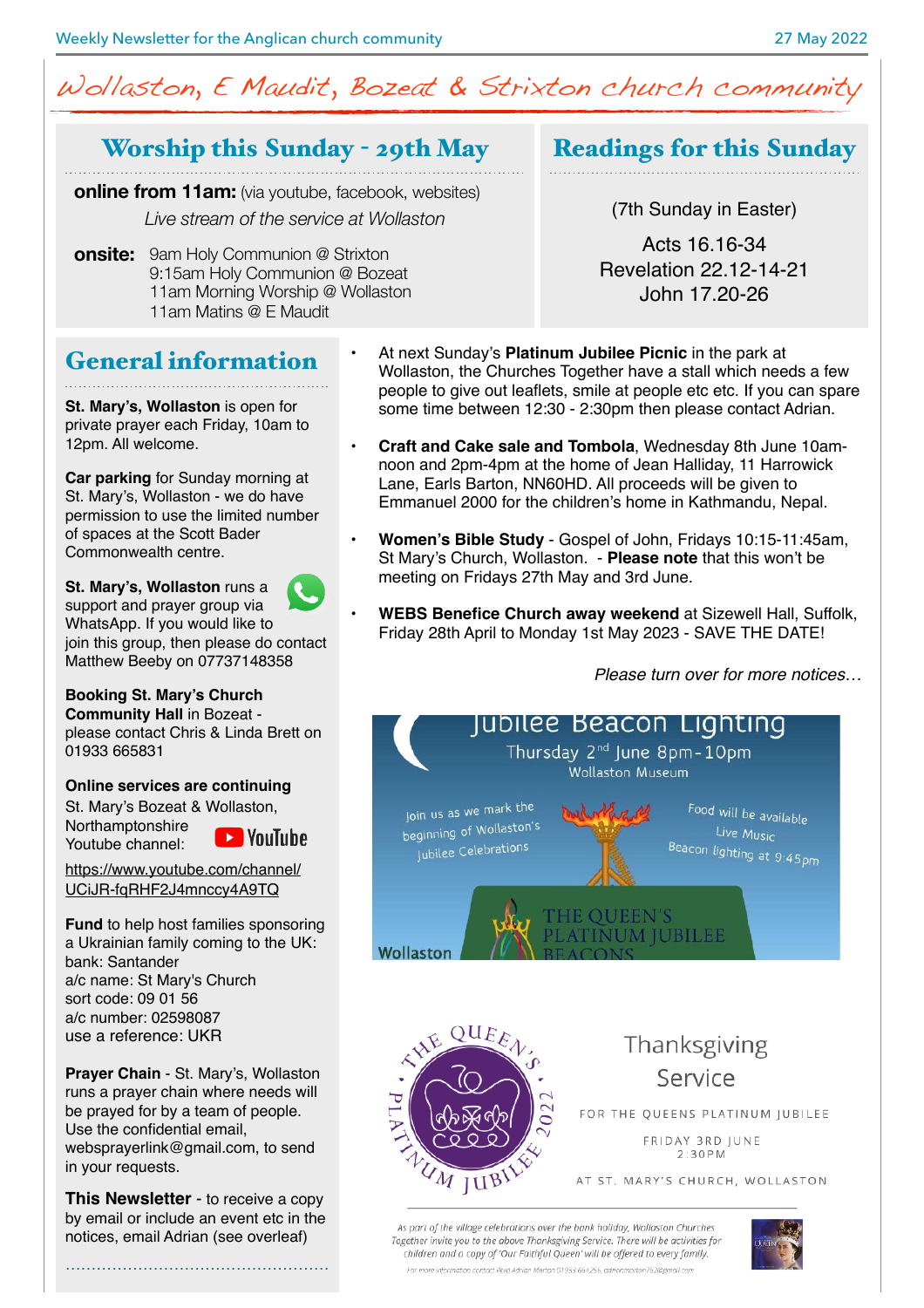Weekly Newsletter for the Anglican church community — 27 May 2022

# Wollaston, E Maudit, Bozeat & Strixton church community

## Worship this Sunday - 29th May

**online from 11am:** (via youtube, facebook, websites)

*Live stream of the service at Wollaston*

**onsite:**
9am Holy Communion @ Strixton
9:15am Holy Communion @ Bozeat
11am Morning Worship @ Wollaston
11am Matins @ E Maudit

## Readings for this Sunday

(7th Sunday in Easter)

Acts 16.16-34
Revelation 22.12-14-21
John 17.20-26

## General information

**St. Mary's, Wollaston** is open for private prayer each Friday, 10am to 12pm. All welcome.

**Car parking** for Sunday morning at St. Mary's, Wollaston - we do have permission to use the limited number of spaces at the Scott Bader Commonwealth centre.

**St. Mary's, Wollaston** runs a support and prayer group via WhatsApp. If you would like to join this group, then please do contact Matthew Beeby on 07737148358

**Booking St. Mary's Church Community Hall** in Bozeat - please contact Chris & Linda Brett on 01933 665831

**Online services are continuing**
St. Mary's Bozeat & Wollaston, Northamptonshire
Youtube channel: YouTube

https://www.youtube.com/channel/UCiJR-fqRHF2J4mnccy4A9TQ

**Fund** to help host families sponsoring a Ukrainian family coming to the UK:
bank: Santander
a/c name: St Mary's Church
sort code: 09 01 56
a/c number: 02598087
use a reference: UKR

**Prayer Chain** - St. Mary's, Wollaston runs a prayer chain where needs will be prayed for by a team of people. Use the confidential email, websprayerlink@gmail.com, to send in your requests.

**This Newsletter** - to receive a copy by email or include an event etc in the notices, email Adrian (see overleaf)

- At next Sunday's **Platinum Jubilee Picnic** in the park at Wollaston, the Churches Together have a stall which needs a few people to give out leaflets, smile at people etc etc. If you can spare some time between 12:30 - 2:30pm then please contact Adrian.
- **Craft and Cake sale and Tombola**, Wednesday 8th June 10am-noon and 2pm-4pm at the home of Jean Halliday, 11 Harrowick Lane, Earls Barton, NN60HD. All proceeds will be given to Emmanuel 2000 for the children's home in Kathmandu, Nepal.
- **Women's Bible Study** - Gospel of John, Fridays 10:15-11:45am, St Mary's Church, Wollaston. - **Please note** that this won't be meeting on Fridays 27th May and 3rd June.
- **WEBS Benefice Church away weekend** at Sizewell Hall, Suffolk, Friday 28th April to Monday 1st May 2023 - SAVE THE DATE!

*Please turn over for more notices…*

### Jubilee Beacon Lighting

Thursday 2nd June 8pm-10pm
Wollaston Museum

Join us as we mark the beginning of Wollaston's Jubilee Celebrations

Food will be available
Live Music
Beacon lighting at 9:45pm

Wollaston — THE QUEEN'S PLATINUM JUBILEE BEACONS

### Thanksgiving Service

FOR THE QUEENS PLATINUM JUBILEE

FRIDAY 3RD JUNE
2:30PM

AT ST. MARY'S CHURCH, WOLLASTON

*As part of the village celebrations over the bank holiday, Wollaston Churches Together invite you to the above Thanksgiving Service. There will be activities for children and a copy of 'Our Faithful Queen' will be offered to every family.*

For more information contact Revd Adrian Morton 01933 664256, adrianmorton752@gmail.com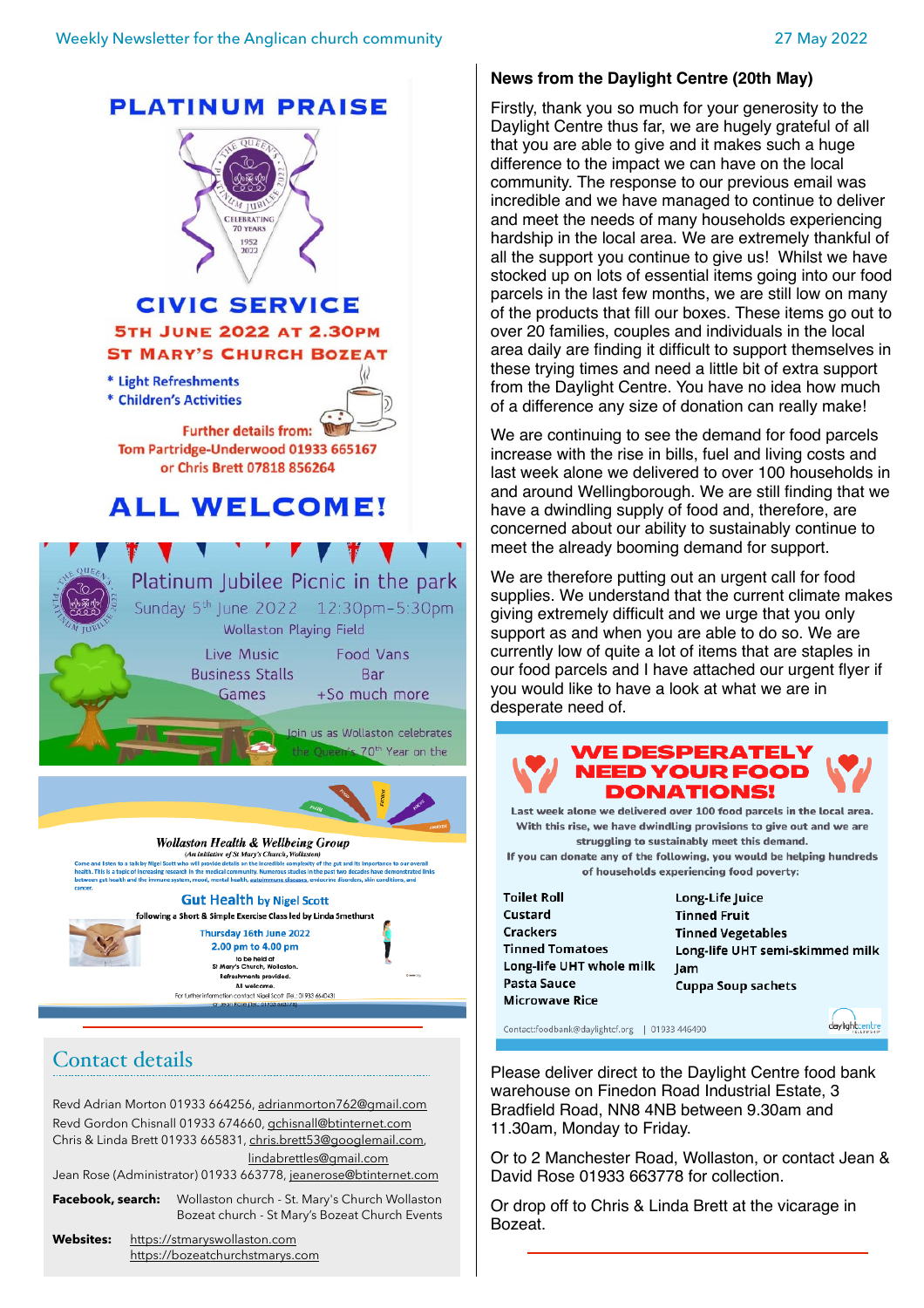# PLATINUM PRAISE

THE QUEEN'S PLATINUM JUBILEE 2022
CELEBRATING 70 YEARS
1952
2022

## CIVIC SERVICE

**5TH JUNE 2022 AT 2.30PM**

**ST MARY'S CHURCH BOZEAT**

* Light Refreshments
* Children's Activities

Further details from:
Tom Partridge-Underwood 01933 665167
or Chris Brett 07818 856264

## ALL WELCOME!

## Platinum Jubilee Picnic in the park

Sunday 5th June 2022 12:30pm–5:30pm

Wollaston Playing Field

- Live Music
- Food Vans
- Business Stalls
- Bar
- Games
- +So much more

Join us as Wollaston celebrates the Queen's 70th Year on the throne

## Wollaston Health & Wellbeing Group

*(An initiative of St Mary's Church, Wollaston)*

Come and listen to a talk by Nigel Scott who will provide details on the incredible complexity of the gut and its importance to our overall health. This is a topic of increasing research in the medical community. Numerous studies in the past two decades have demonstrated links between gut health and the immune system, mood, mental health, autoimmune diseases, endocrine disorders, skin conditions, and cancer.

### Gut Health by Nigel Scott

following a Short & Simple Exercise Class led by Linda Smethurst

Thursday 16th June 2022
2.00 pm to 4.00 pm
to be held at
St Mary's Church, Wollaston.
Refreshments provided.
All welcome.

For further information contact Nigel Scott (Tel.: 01933 664043) or Jean Rose (Tel.: 01933 663778)

## Contact details

Revd Adrian Morton 01933 664256, adrianmorton762@gmail.com
Revd Gordon Chisnall 01933 674660, gchisnall@btinternet.com
Chris & Linda Brett 01933 665831, chris.brett53@googlemail.com, lindabrettles@gmail.com
Jean Rose (Administrator) 01933 663778, jeanerose@btinternet.com

**Facebook, search:** Wollaston church - St. Mary's Church Wollaston
Bozeat church - St Mary's Bozeat Church Events

**Websites:** https://stmaryswollaston.com
https://bozeatchurchstmarys.com

## News from the Daylight Centre (20th May)

Firstly, thank you so much for your generosity to the Daylight Centre thus far, we are hugely grateful of all that you are able to give and it makes such a huge difference to the impact we can have on the local community. The response to our previous email was incredible and we have managed to continue to deliver and meet the needs of many households experiencing hardship in the local area. We are extremely thankful of all the support you continue to give us! Whilst we have stocked up on lots of essential items going into our food parcels in the last few months, we are still low on many of the products that fill our boxes. These items go out to over 20 families, couples and individuals in the local area daily are finding it difficult to support themselves in these trying times and need a little bit of extra support from the Daylight Centre. You have no idea how much of a difference any size of donation can really make!

We are continuing to see the demand for food parcels increase with the rise in bills, fuel and living costs and last week alone we delivered to over 100 households in and around Wellingborough. We are still finding that we have a dwindling supply of food and, therefore, are concerned about our ability to sustainably continue to meet the already booming demand for support.

We are therefore putting out an urgent call for food supplies. We understand that the current climate makes giving extremely difficult and we urge that you only support as and when you are able to do so. We are currently low of quite a lot of items that are staples in our food parcels and I have attached our urgent flyer if you would like to have a look at what we are in desperate need of.

### WE DESPERATELY NEED YOUR FOOD DONATIONS!

Last week alone we delivered over 100 food parcels in the local area. With this rise, we have dwindling provisions to give out and we are struggling to sustainably meet this demand. If you can donate any of the following, you would be helping hundreds of households experiencing food poverty:

- Toilet Roll
- Custard
- Crackers
- Tinned Tomatoes
- Long-life UHT whole milk
- Pasta Sauce
- Microwave Rice
- Long-Life Juice
- Tinned Fruit
- Tinned Vegetables
- Long-life UHT semi-skimmed milk
- Jam
- Cuppa Soup sachets

Contact: foodbank@daylightcf.org | 01933 446490

Please deliver direct to the Daylight Centre food bank warehouse on Finedon Road Industrial Estate, 3 Bradfield Road, NN8 4NB between 9.30am and 11.30am, Monday to Friday.

Or to 2 Manchester Road, Wollaston, or contact Jean & David Rose 01933 663778 for collection.

Or drop off to Chris & Linda Brett at the vicarage in Bozeat.